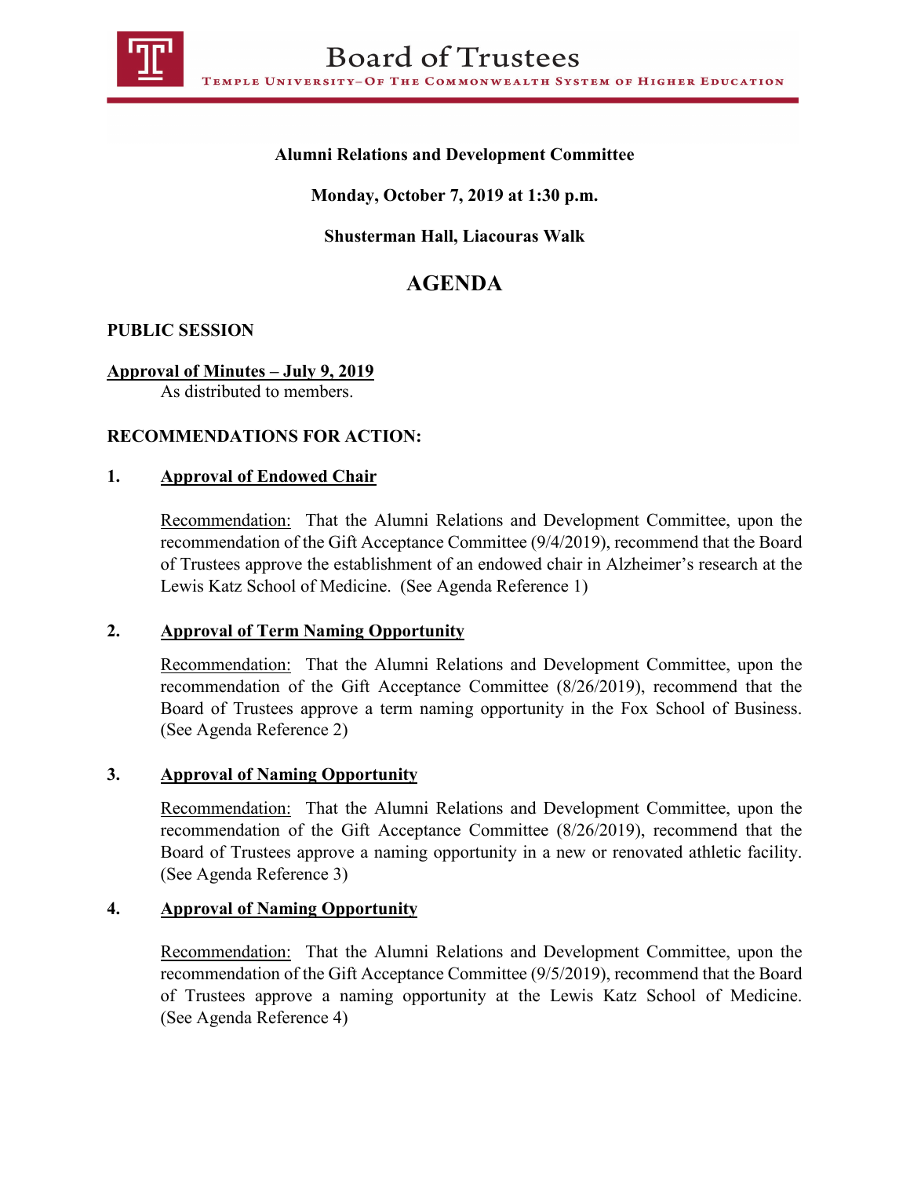# Board of Trustees

TEMPLE UNIVERSITY–OF THE COMMONWEALTH SYSTEM OF HIGHER EDUCATION

**Alumni Relations and Development Committee**

**Monday, October 7, 2019 at 1:30 p.m.**

**Shusterman Hall, Liacouras Walk**

## AGENDA

**PUBLIC SESSION**

**Approval of Minutes – July 9, 2019**
As distributed to members.

**RECOMMENDATIONS FOR ACTION:**

**1. Approval of Endowed Chair**

Recommendation: That the Alumni Relations and Development Committee, upon the recommendation of the Gift Acceptance Committee (9/4/2019), recommend that the Board of Trustees approve the establishment of an endowed chair in Alzheimer's research at the Lewis Katz School of Medicine. (See Agenda Reference 1)

**2. Approval of Term Naming Opportunity**

Recommendation: That the Alumni Relations and Development Committee, upon the recommendation of the Gift Acceptance Committee (8/26/2019), recommend that the Board of Trustees approve a term naming opportunity in the Fox School of Business. (See Agenda Reference 2)

**3. Approval of Naming Opportunity**

Recommendation: That the Alumni Relations and Development Committee, upon the recommendation of the Gift Acceptance Committee (8/26/2019), recommend that the Board of Trustees approve a naming opportunity in a new or renovated athletic facility. (See Agenda Reference 3)

**4. Approval of Naming Opportunity**

Recommendation: That the Alumni Relations and Development Committee, upon the recommendation of the Gift Acceptance Committee (9/5/2019), recommend that the Board of Trustees approve a naming opportunity at the Lewis Katz School of Medicine. (See Agenda Reference 4)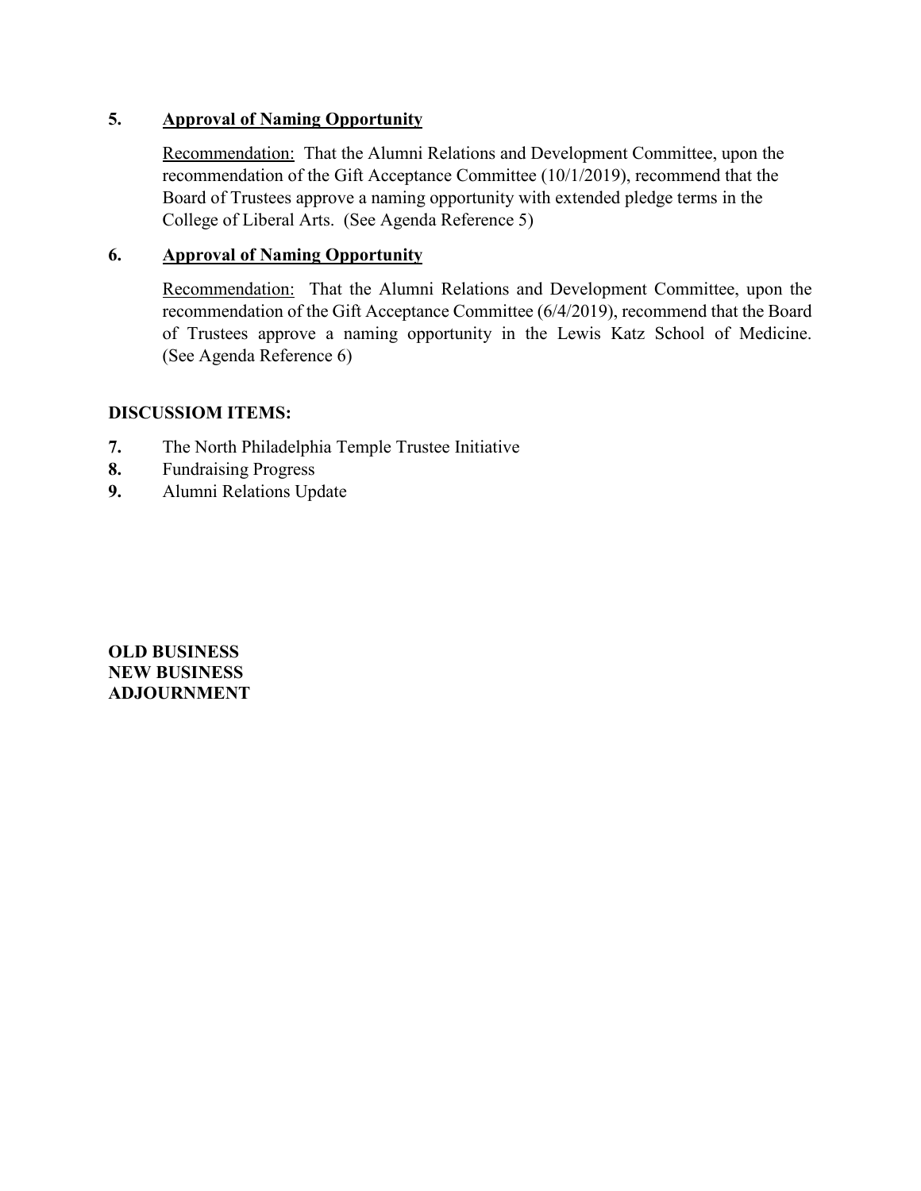**5. <u>Approval of Naming Opportunity</u>**

<u>Recommendation:</u> That the Alumni Relations and Development Committee, upon the recommendation of the Gift Acceptance Committee (10/1/2019), recommend that the Board of Trustees approve a naming opportunity with extended pledge terms in the College of Liberal Arts. (See Agenda Reference 5)

**6. <u>Approval of Naming Opportunity</u>**

<u>Recommendation:</u> That the Alumni Relations and Development Committee, upon the recommendation of the Gift Acceptance Committee (6/4/2019), recommend that the Board of Trustees approve a naming opportunity in the Lewis Katz School of Medicine. (See Agenda Reference 6)

**DISCUSSIOM ITEMS:**

**7.** The North Philadelphia Temple Trustee Initiative
**8.** Fundraising Progress
**9.** Alumni Relations Update

**OLD BUSINESS**
**NEW BUSINESS**
**ADJOURNMENT**